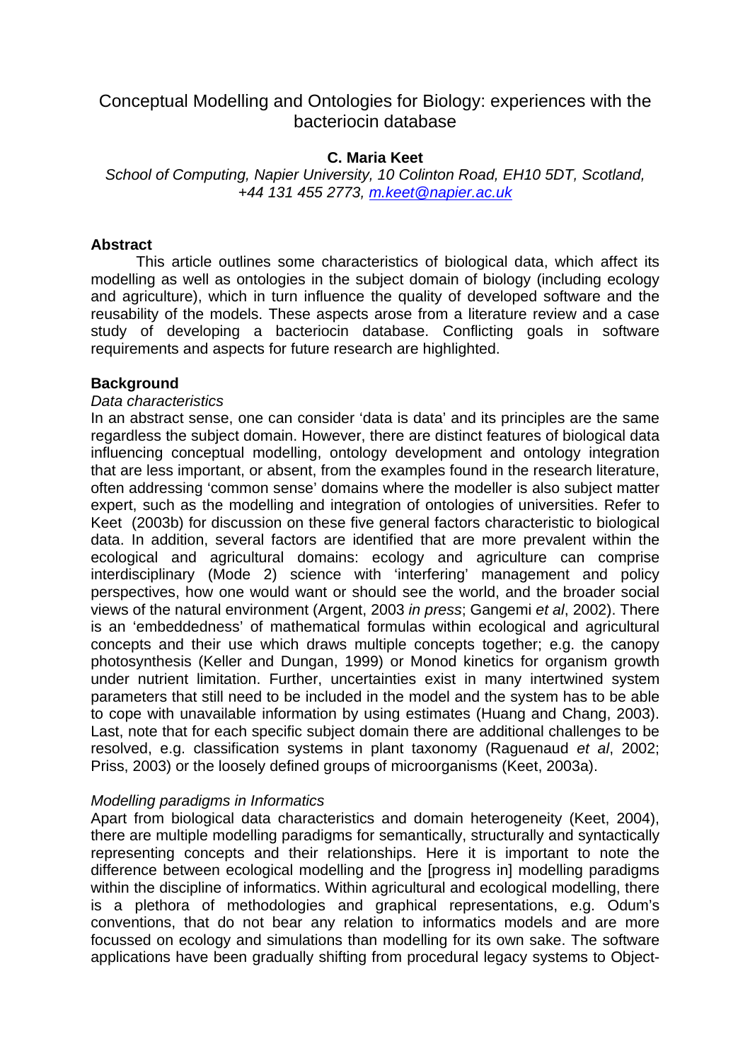# Conceptual Modelling and Ontologies for Biology: experiences with the bacteriocin database

**C. Maria Keet**

*School of Computing, Napier University, 10 Colinton Road, EH10 5DT, Scotland, +44 131 455 2773, m.keet@napier.ac.uk*

## Abstract

This article outlines some characteristics of biological data, which affect its modelling as well as ontologies in the subject domain of biology (including ecology and agriculture), which in turn influence the quality of developed software and the reusability of the models. These aspects arose from a literature review and a case study of developing a bacteriocin database. Conflicting goals in software requirements and aspects for future research are highlighted.

## Background

### *Data characteristics*

In an abstract sense, one can consider 'data is data' and its principles are the same regardless the subject domain. However, there are distinct features of biological data influencing conceptual modelling, ontology development and ontology integration that are less important, or absent, from the examples found in the research literature, often addressing 'common sense' domains where the modeller is also subject matter expert, such as the modelling and integration of ontologies of universities. Refer to Keet (2003b) for discussion on these five general factors characteristic to biological data. In addition, several factors are identified that are more prevalent within the ecological and agricultural domains: ecology and agriculture can comprise interdisciplinary (Mode 2) science with 'interfering' management and policy perspectives, how one would want or should see the world, and the broader social views of the natural environment (Argent, 2003 *in press*; Gangemi *et al*, 2002). There is an 'embeddedness' of mathematical formulas within ecological and agricultural concepts and their use which draws multiple concepts together; e.g. the canopy photosynthesis (Keller and Dungan, 1999) or Monod kinetics for organism growth under nutrient limitation. Further, uncertainties exist in many intertwined system parameters that still need to be included in the model and the system has to be able to cope with unavailable information by using estimates (Huang and Chang, 2003). Last, note that for each specific subject domain there are additional challenges to be resolved, e.g. classification systems in plant taxonomy (Raguenaud *et al*, 2002; Priss, 2003) or the loosely defined groups of microorganisms (Keet, 2003a).

### *Modelling paradigms in Informatics*

Apart from biological data characteristics and domain heterogeneity (Keet, 2004), there are multiple modelling paradigms for semantically, structurally and syntactically representing concepts and their relationships. Here it is important to note the difference between ecological modelling and the [progress in] modelling paradigms within the discipline of informatics. Within agricultural and ecological modelling, there is a plethora of methodologies and graphical representations, e.g. Odum's conventions, that do not bear any relation to informatics models and are more focussed on ecology and simulations than modelling for its own sake. The software applications have been gradually shifting from procedural legacy systems to Object-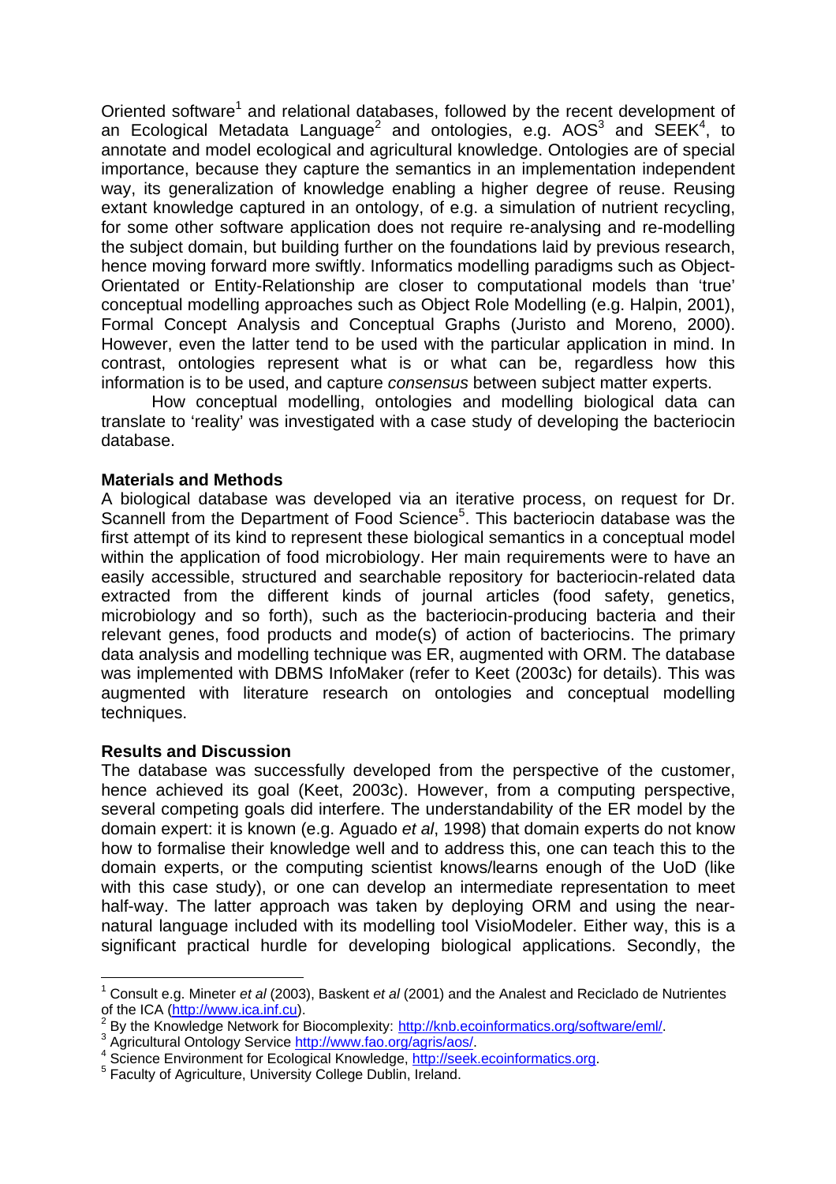Oriented software[1] and relational databases, followed by the recent development of an Ecological Metadata Language[2] and ontologies, e.g. AOS[3] and SEEK[4], to annotate and model ecological and agricultural knowledge. Ontologies are of special importance, because they capture the semantics in an implementation independent way, its generalization of knowledge enabling a higher degree of reuse. Reusing extant knowledge captured in an ontology, of e.g. a simulation of nutrient recycling, for some other software application does not require re-analysing and re-modelling the subject domain, but building further on the foundations laid by previous research, hence moving forward more swiftly. Informatics modelling paradigms such as Object-Orientated or Entity-Relationship are closer to computational models than 'true' conceptual modelling approaches such as Object Role Modelling (e.g. Halpin, 2001), Formal Concept Analysis and Conceptual Graphs (Juristo and Moreno, 2000). However, even the latter tend to be used with the particular application in mind. In contrast, ontologies represent what is or what can be, regardless how this information is to be used, and capture *consensus* between subject matter experts.

How conceptual modelling, ontologies and modelling biological data can translate to 'reality' was investigated with a case study of developing the bacteriocin database.

**Materials and Methods**

A biological database was developed via an iterative process, on request for Dr. Scannell from the Department of Food Science[5]. This bacteriocin database was the first attempt of its kind to represent these biological semantics in a conceptual model within the application of food microbiology. Her main requirements were to have an easily accessible, structured and searchable repository for bacteriocin-related data extracted from the different kinds of journal articles (food safety, genetics, microbiology and so forth), such as the bacteriocin-producing bacteria and their relevant genes, food products and mode(s) of action of bacteriocins. The primary data analysis and modelling technique was ER, augmented with ORM. The database was implemented with DBMS InfoMaker (refer to Keet (2003c) for details). This was augmented with literature research on ontologies and conceptual modelling techniques.

**Results and Discussion**

The database was successfully developed from the perspective of the customer, hence achieved its goal (Keet, 2003c). However, from a computing perspective, several competing goals did interfere. The understandability of the ER model by the domain expert: it is known (e.g. Aguado *et al*, 1998) that domain experts do not know how to formalise their knowledge well and to address this, one can teach this to the domain experts, or the computing scientist knows/learns enough of the UoD (like with this case study), or one can develop an intermediate representation to meet half-way. The latter approach was taken by deploying ORM and using the near-natural language included with its modelling tool VisioModeler. Either way, this is a significant practical hurdle for developing biological applications. Secondly, the

---

[1] Consult e.g. Mineter *et al* (2003), Baskent *et al* (2001) and the Analest and Reciclado de Nutrientes of the ICA (http://www.ica.inf.cu).

[2] By the Knowledge Network for Biocomplexity: http://knb.ecoinformatics.org/software/eml/.

[3] Agricultural Ontology Service http://www.fao.org/agris/aos/.

[4] Science Environment for Ecological Knowledge, http://seek.ecoinformatics.org.

[5] Faculty of Agriculture, University College Dublin, Ireland.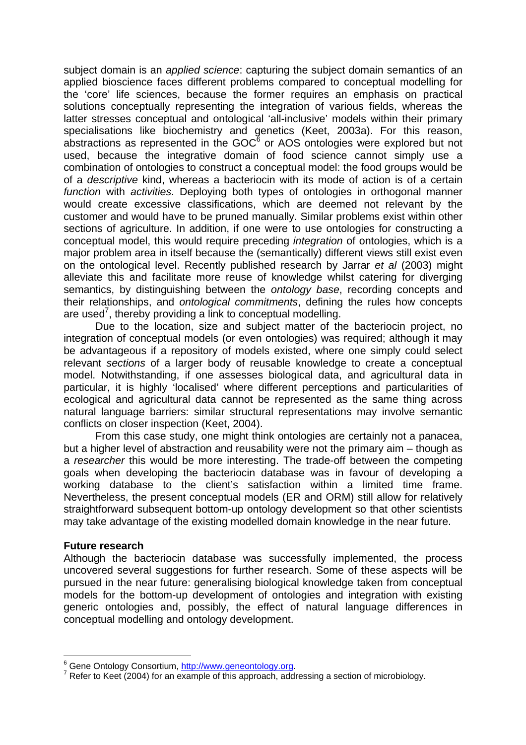subject domain is an *applied science*: capturing the subject domain semantics of an applied bioscience faces different problems compared to conceptual modelling for the 'core' life sciences, because the former requires an emphasis on practical solutions conceptually representing the integration of various fields, whereas the latter stresses conceptual and ontological 'all-inclusive' models within their primary specialisations like biochemistry and genetics (Keet, 2003a). For this reason, abstractions as represented in the GOC[6] or AOS ontologies were explored but not used, because the integrative domain of food science cannot simply use a combination of ontologies to construct a conceptual model: the food groups would be of a *descriptive* kind, whereas a bacteriocin with its mode of action is of a certain *function* with *activities*. Deploying both types of ontologies in orthogonal manner would create excessive classifications, which are deemed not relevant by the customer and would have to be pruned manually. Similar problems exist within other sections of agriculture. In addition, if one were to use ontologies for constructing a conceptual model, this would require preceding *integration* of ontologies, which is a major problem area in itself because the (semantically) different views still exist even on the ontological level. Recently published research by Jarrar *et al* (2003) might alleviate this and facilitate more reuse of knowledge whilst catering for diverging semantics, by distinguishing between the *ontology base*, recording concepts and their relationships, and *ontological commitments*, defining the rules how concepts are used[7], thereby providing a link to conceptual modelling.

Due to the location, size and subject matter of the bacteriocin project, no integration of conceptual models (or even ontologies) was required; although it may be advantageous if a repository of models existed, where one simply could select relevant *sections* of a larger body of reusable knowledge to create a conceptual model. Notwithstanding, if one assesses biological data, and agricultural data in particular, it is highly 'localised' where different perceptions and particularities of ecological and agricultural data cannot be represented as the same thing across natural language barriers: similar structural representations may involve semantic conflicts on closer inspection (Keet, 2004).

From this case study, one might think ontologies are certainly not a panacea, but a higher level of abstraction and reusability were not the primary aim – though as a *researcher* this would be more interesting. The trade-off between the competing goals when developing the bacteriocin database was in favour of developing a working database to the client's satisfaction within a limited time frame. Nevertheless, the present conceptual models (ER and ORM) still allow for relatively straightforward subsequent bottom-up ontology development so that other scientists may take advantage of the existing modelled domain knowledge in the near future.

**Future research**

Although the bacteriocin database was successfully implemented, the process uncovered several suggestions for further research. Some of these aspects will be pursued in the near future: generalising biological knowledge taken from conceptual models for the bottom-up development of ontologies and integration with existing generic ontologies and, possibly, the effect of natural language differences in conceptual modelling and ontology development.

---

[6] Gene Ontology Consortium, http://www.geneontology.org.

[7] Refer to Keet (2004) for an example of this approach, addressing a section of microbiology.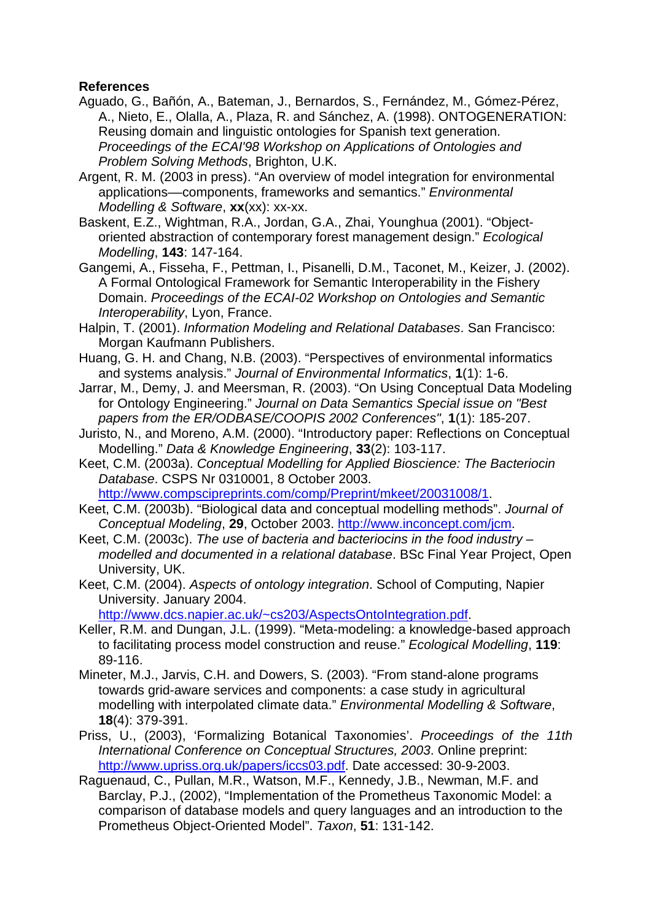**References**

Aguado, G., Bañón, A., Bateman, J., Bernardos, S., Fernández, M., Gómez-Pérez, A., Nieto, E., Olalla, A., Plaza, R. and Sánchez, A. (1998). ONTOGENERATION: Reusing domain and linguistic ontologies for Spanish text generation. *Proceedings of the ECAI'98 Workshop on Applications of Ontologies and Problem Solving Methods*, Brighton, U.K.

Argent, R. M. (2003 in press). "An overview of model integration for environmental applications—components, frameworks and semantics." *Environmental Modelling & Software*, **xx**(xx): xx-xx.

Baskent, E.Z., Wightman, R.A., Jordan, G.A., Zhai, Younghua (2001). "Object-oriented abstraction of contemporary forest management design." *Ecological Modelling*, **143**: 147-164.

Gangemi, A., Fisseha, F., Pettman, I., Pisanelli, D.M., Taconet, M., Keizer, J. (2002). A Formal Ontological Framework for Semantic Interoperability in the Fishery Domain. *Proceedings of the ECAI-02 Workshop on Ontologies and Semantic Interoperability*, Lyon, France.

Halpin, T. (2001). *Information Modeling and Relational Databases*. San Francisco: Morgan Kaufmann Publishers.

Huang, G. H. and Chang, N.B. (2003). "Perspectives of environmental informatics and systems analysis." *Journal of Environmental Informatics*, **1**(1): 1-6.

Jarrar, M., Demy, J. and Meersman, R. (2003). "On Using Conceptual Data Modeling for Ontology Engineering." *Journal on Data Semantics Special issue on "Best papers from the ER/ODBASE/COOPIS 2002 Conferences"*, **1**(1): 185-207.

Juristo, N., and Moreno, A.M. (2000). "Introductory paper: Reflections on Conceptual Modelling." *Data & Knowledge Engineering*, **33**(2): 103-117.

Keet, C.M. (2003a). *Conceptual Modelling for Applied Bioscience: The Bacteriocin Database*. CSPS Nr 0310001, 8 October 2003. http://www.compscipreprints.com/comp/Preprint/mkeet/20031008/1.

Keet, C.M. (2003b). "Biological data and conceptual modelling methods". *Journal of Conceptual Modeling*, **29**, October 2003. http://www.inconcept.com/jcm.

Keet, C.M. (2003c). *The use of bacteria and bacteriocins in the food industry – modelled and documented in a relational database*. BSc Final Year Project, Open University, UK.

Keet, C.M. (2004). *Aspects of ontology integration*. School of Computing, Napier University. January 2004. http://www.dcs.napier.ac.uk/~cs203/AspectsOntoIntegration.pdf.

Keller, R.M. and Dungan, J.L. (1999). "Meta-modeling: a knowledge-based approach to facilitating process model construction and reuse." *Ecological Modelling*, **119**: 89-116.

Mineter, M.J., Jarvis, C.H. and Dowers, S. (2003). "From stand-alone programs towards grid-aware services and components: a case study in agricultural modelling with interpolated climate data." *Environmental Modelling & Software*, **18**(4): 379-391.

Priss, U., (2003), 'Formalizing Botanical Taxonomies'. *Proceedings of the 11th International Conference on Conceptual Structures, 2003*. Online preprint: http://www.upriss.org.uk/papers/iccs03.pdf. Date accessed: 30-9-2003.

Raguenaud, C., Pullan, M.R., Watson, M.F., Kennedy, J.B., Newman, M.F. and Barclay, P.J., (2002), "Implementation of the Prometheus Taxonomic Model: a comparison of database models and query languages and an introduction to the Prometheus Object-Oriented Model". *Taxon*, **51**: 131-142.